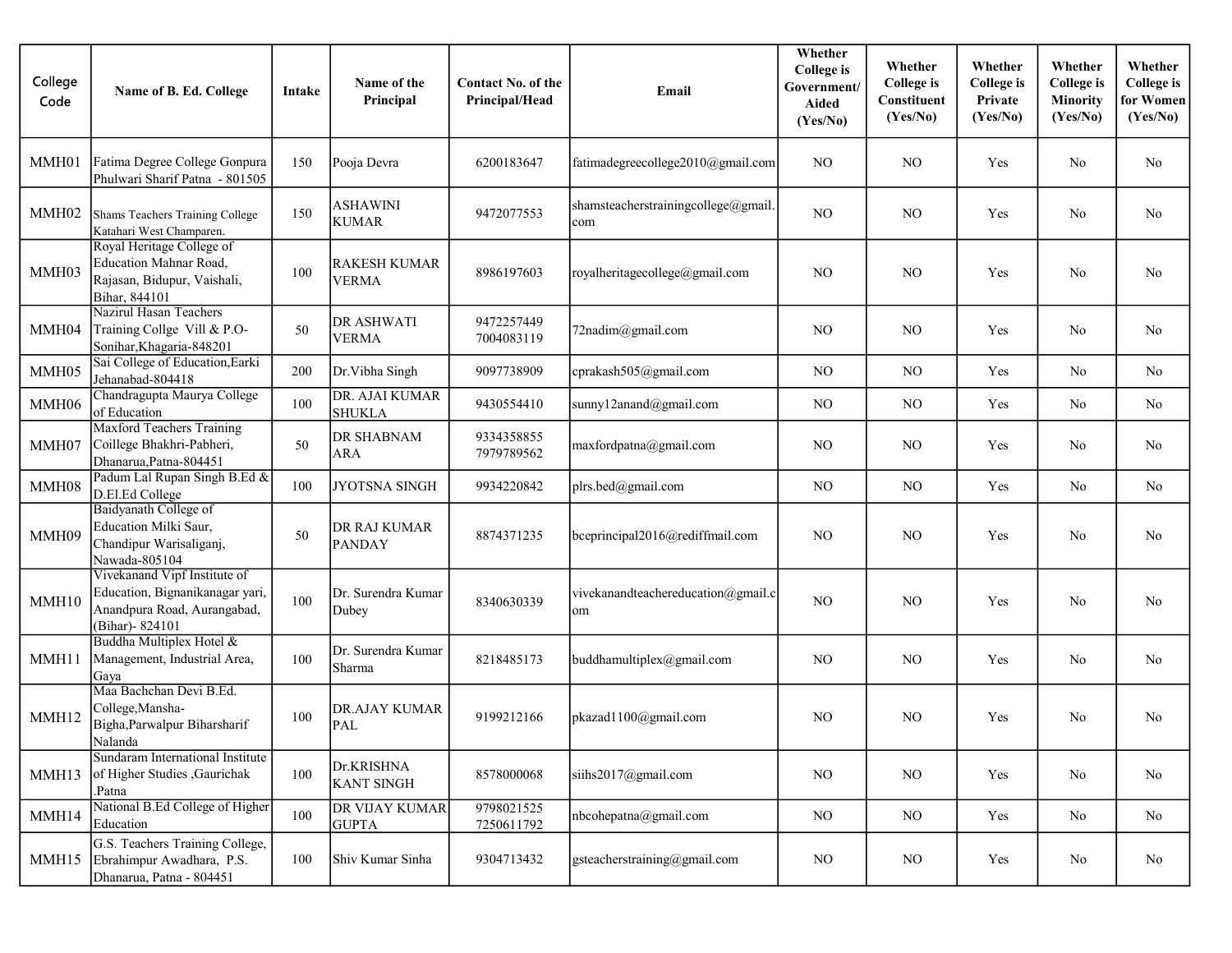| College Code | Name of B. Ed. College | Intake | Name of the Principal | Contact No. of the Principal/Head | Email | Whether College is Government/ Aided (Yes/No) | Whether College is Constituent (Yes/No) | Whether College is Private (Yes/No) | Whether College is Minority (Yes/No) | Whether College is for Women (Yes/No) |
|---|---|---|---|---|---|---|---|---|---|---|
| MMH01 | Fatima Degree College Gonpura Phulwari Sharif Patna - 801505 | 150 | Pooja Devra | 6200183647 | fatimadegreecollege2010@gmail.com | NO | NO | Yes | No | No |
| MMH02 | Shams Teachers Training College Katahari West Champaren. | 150 | ASHAWINI KUMAR | 9472077553 | shamsteacherstrainingcollege@gmail.com | NO | NO | Yes | No | No |
| MMH03 | Royal Heritage College of Education Mahnar Road, Rajasan, Bidupur, Vaishali, Bihar, 844101 | 100 | RAKESH KUMAR VERMA | 8986197603 | royalheritagecollege@gmail.com | NO | NO | Yes | No | No |
| MMH04 | Nazirul Hasan Teachers Training Collge Vill & P.O-Sonihar,Khagaria-848201 | 50 | DR ASHWATI VERMA | 9472257449 7004083119 | 72nadim@gmail.com | NO | NO | Yes | No | No |
| MMH05 | Sai College of Education,Earki Jehanabad-804418 | 200 | Dr.Vibha Singh | 9097738909 | cprakash505@gmail.com | NO | NO | Yes | No | No |
| MMH06 | Chandragupta Maurya College of Education | 100 | DR. AJAI KUMAR SHUKLA | 9430554410 | sunny12anand@gmail.com | NO | NO | Yes | No | No |
| MMH07 | Maxford Teachers Training Coillege Bhakhri-Pabheri, Dhanarua,Patna-804451 | 50 | DR SHABNAM ARA | 9334358855 7979789562 | maxfordpatna@gmail.com | NO | NO | Yes | No | No |
| MMH08 | Padum Lal Rupan Singh B.Ed & D.El.Ed College | 100 | JYOTSNA SINGH | 9934220842 | plrs.bed@gmail.com | NO | NO | Yes | No | No |
| MMH09 | Baidyanath College of Education Milki Saur, Chandipur Warisaliganj, Nawada-805104 | 50 | DR RAJ KUMAR PANDAY | 8874371235 | bceprincipal2016@rediffmail.com | NO | NO | Yes | No | No |
| MMH10 | Vivekanand Vipf Institute of Education, Bignanikanagar yari, Anandpura Road, Aurangabad, (Bihar)- 824101 | 100 | Dr. Surendra Kumar Dubey | 8340630339 | vivekanandteachereducation@gmail.com | NO | NO | Yes | No | No |
| MMH11 | Buddha Multiplex Hotel & Management, Industrial Area, Gaya | 100 | Dr. Surendra Kumar Sharma | 8218485173 | buddhamultiplex@gmail.com | NO | NO | Yes | No | No |
| MMH12 | Maa Bachchan Devi B.Ed. College,Mansha-Bigha,Parwalpur Biharsharif Nalanda | 100 | DR.AJAY KUMAR PAL | 9199212166 | pkazad1100@gmail.com | NO | NO | Yes | No | No |
| MMH13 | Sundaram International Institute of Higher Studies ,Gaurichak .Patna | 100 | Dr.KRISHNA KANT SINGH | 8578000068 | siihs2017@gmail.com | NO | NO | Yes | No | No |
| MMH14 | National B.Ed College of Higher Education | 100 | DR VIJAY KUMAR GUPTA | 9798021525 7250611792 | nbcohepatna@gmail.com | NO | NO | Yes | No | No |
| MMH15 | G.S. Teachers Training College, Ebrahimpur Awadhara, P.S. Dhanarua, Patna - 804451 | 100 | Shiv Kumar Sinha | 9304713432 | gsteacherstraining@gmail.com | NO | NO | Yes | No | No |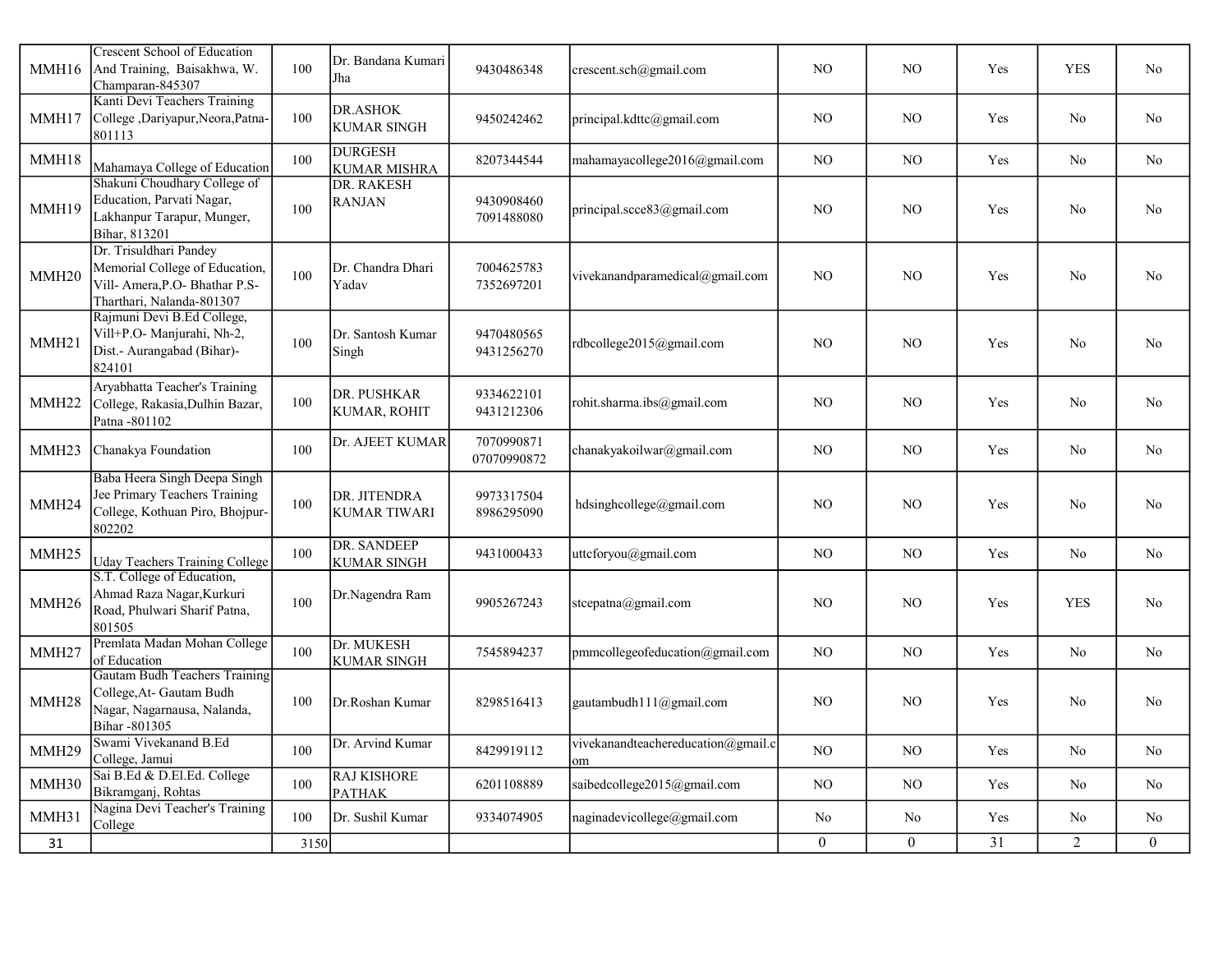| | | | | | | | | | | |
|---|---|---|---|---|---|---|---|---|---|---|
| MMH16 | Crescent School of Education And Training, Baisakhwa, W. Champaran-845307 | 100 | Dr. Bandana Kumari Jha | 9430486348 | crescent.sch@gmail.com | NO | NO | Yes | YES | No |
| MMH17 | Kanti Devi Teachers Training College ,Dariyapur,Neora,Patna-801113 | 100 | DR.ASHOK KUMAR SINGH | 9450242462 | principal.kdttc@gmail.com | NO | NO | Yes | No | No |
| MMH18 | Mahamaya College of Education | 100 | DURGESH KUMAR MISHRA | 8207344544 | mahamayacollege2016@gmail.com | NO | NO | Yes | No | No |
| MMH19 | Shakuni Choudhary College of Education, Parvati Nagar, Lakhanpur Tarapur, Munger, Bihar, 813201 | 100 | DR. RAKESH RANJAN | 9430908460 7091488080 | principal.scce83@gmail.com | NO | NO | Yes | No | No |
| MMH20 | Dr. Trisuldhari Pandey Memorial College of Education, Vill- Amera,P.O- Bhathar P.S- Tharthari, Nalanda-801307 | 100 | Dr. Chandra Dhari Yadav | 7004625783 7352697201 | vivekanandparamedical@gmail.com | NO | NO | Yes | No | No |
| MMH21 | Rajmuni Devi B.Ed College, Vill+P.O- Manjurahi, Nh-2, Dist.- Aurangabad (Bihar)-824101 | 100 | Dr. Santosh Kumar Singh | 9470480565 9431256270 | rdbcollege2015@gmail.com | NO | NO | Yes | No | No |
| MMH22 | Aryabhatta Teacher's Training College, Rakasia,Dulhin Bazar, Patna -801102 | 100 | DR. PUSHKAR KUMAR, ROHIT | 9334622101 9431212306 | rohit.sharma.ibs@gmail.com | NO | NO | Yes | No | No |
| MMH23 | Chanakya Foundation | 100 | Dr. AJEET KUMAR | 7070990871 07070990872 | chanakyakoilwar@gmail.com | NO | NO | Yes | No | No |
| MMH24 | Baba Heera Singh Deepa Singh Jee Primary Teachers Training College, Kothuan Piro, Bhojpur-802202 | 100 | DR. JITENDRA KUMAR TIWARI | 9973317504 8986295090 | hdsinghcollege@gmail.com | NO | NO | Yes | No | No |
| MMH25 | Uday Teachers Training College | 100 | DR. SANDEEP KUMAR SINGH | 9431000433 | uttcforyou@gmail.com | NO | NO | Yes | No | No |
| MMH26 | S.T. College of Education, Ahmad Raza Nagar,Kurkuri Road, Phulwari Sharif Patna, 801505 | 100 | Dr.Nagendra Ram | 9905267243 | stcepatna@gmail.com | NO | NO | Yes | YES | No |
| MMH27 | Premlata Madan Mohan College of Education | 100 | Dr. MUKESH KUMAR SINGH | 7545894237 | pmmcollegeofeducation@gmail.com | NO | NO | Yes | No | No |
| MMH28 | Gautam Budh Teachers Training College,At- Gautam Budh Nagar, Nagarnausa, Nalanda, Bihar -801305 | 100 | Dr.Roshan Kumar | 8298516413 | gautambudh111@gmail.com | NO | NO | Yes | No | No |
| MMH29 | Swami Vivekanand B.Ed College, Jamui | 100 | Dr. Arvind Kumar | 8429919112 | vivekanandteachereducation@gmail.com | NO | NO | Yes | No | No |
| MMH30 | Sai B.Ed & D.El.Ed. College Bikramganj, Rohtas | 100 | RAJ KISHORE PATHAK | 6201108889 | saibedcollege2015@gmail.com | NO | NO | Yes | No | No |
| MMH31 | Nagina Devi Teacher's Training College | 100 | Dr. Sushil Kumar | 9334074905 | naginadevicollege@gmail.com | No | No | Yes | No | No |
| 31 | | 3150 | | | | 0 | 0 | 31 | 2 | 0 |